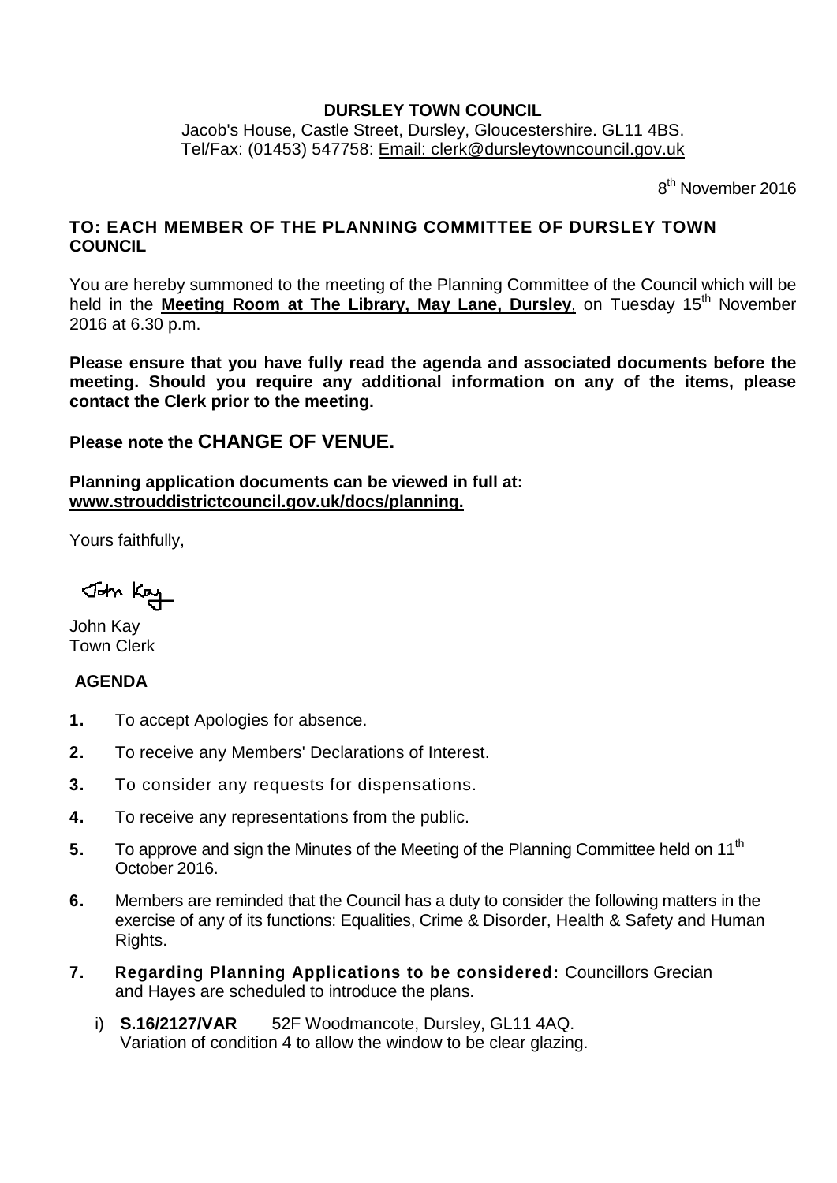**DURSLEY TOWN COUNCIL**

Jacob's House, Castle Street, Dursley, Gloucestershire. GL11 4BS.
Tel/Fax: (01453) 547758: Email: clerk@dursleytowncouncil.gov.uk

8th November 2016

**TO: EACH MEMBER OF THE PLANNING COMMITTEE OF DURSLEY TOWN COUNCIL**

You are hereby summoned to the meeting of the Planning Committee of the Council which will be held in the **Meeting Room at The Library, May Lane, Dursley**, on Tuesday 15th November 2016 at 6.30 p.m.

**Please ensure that you have fully read the agenda and associated documents before the meeting. Should you require any additional information on any of the items, please contact the Clerk prior to the meeting.**

**Please note the CHANGE OF VENUE.**

**Planning application documents can be viewed in full at: www.strouddistrictcouncil.gov.uk/docs/planning.**

Yours faithfully,

John Kay

John Kay
Town Clerk

**AGENDA**

1. To accept Apologies for absence.
2. To receive any Members' Declarations of Interest.
3. To consider any requests for dispensations.
4. To receive any representations from the public.
5. To approve and sign the Minutes of the Meeting of the Planning Committee held on 11th October 2016.
6. Members are reminded that the Council has a duty to consider the following matters in the exercise of any of its functions: Equalities, Crime & Disorder, Health & Safety and Human Rights.
7. **Regarding Planning Applications to be considered:** Councillors Grecian and Hayes are scheduled to introduce the plans.

   i) **S.16/2127/VAR** 52F Woodmancote, Dursley, GL11 4AQ.
   Variation of condition 4 to allow the window to be clear glazing.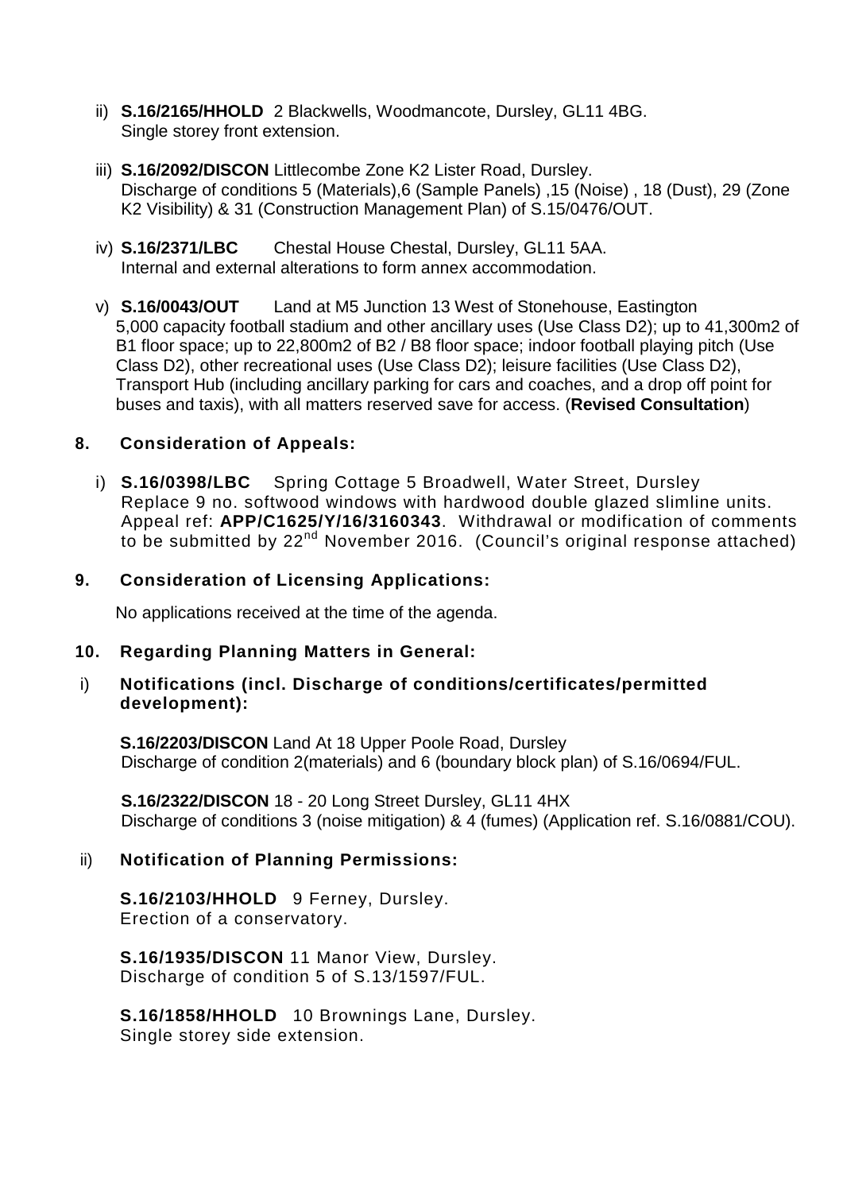ii) **S.16/2165/HHOLD** 2 Blackwells, Woodmancote, Dursley, GL11 4BG.
Single storey front extension.

iii) **S.16/2092/DISCON** Littlecombe Zone K2 Lister Road, Dursley.
Discharge of conditions 5 (Materials),6 (Sample Panels) ,15 (Noise) , 18 (Dust), 29 (Zone K2 Visibility) & 31 (Construction Management Plan) of S.15/0476/OUT.

iv) **S.16/2371/LBC** Chestal House Chestal, Dursley, GL11 5AA.
Internal and external alterations to form annex accommodation.

v) **S.16/0043/OUT** Land at M5 Junction 13 West of Stonehouse, Eastington
5,000 capacity football stadium and other ancillary uses (Use Class D2); up to 41,300m2 of B1 floor space; up to 22,800m2 of B2 / B8 floor space; indoor football playing pitch (Use Class D2), other recreational uses (Use Class D2); leisure facilities (Use Class D2), Transport Hub (including ancillary parking for cars and coaches, and a drop off point for buses and taxis), with all matters reserved save for access. (**Revised Consultation**)

## 8. Consideration of Appeals:

i) **S.16/0398/LBC** Spring Cottage 5 Broadwell, Water Street, Dursley
Replace 9 no. softwood windows with hardwood double glazed slimline units. Appeal ref: **APP/C1625/Y/16/3160343**. Withdrawal or modification of comments to be submitted by 22nd November 2016. (Council's original response attached)

## 9. Consideration of Licensing Applications:

No applications received at the time of the agenda.

## 10. Regarding Planning Matters in General:

### i) Notifications (incl. Discharge of conditions/certificates/permitted development):

**S.16/2203/DISCON** Land At 18 Upper Poole Road, Dursley
Discharge of condition 2(materials) and 6 (boundary block plan) of S.16/0694/FUL.

**S.16/2322/DISCON** 18 - 20 Long Street Dursley, GL11 4HX
Discharge of conditions 3 (noise mitigation) & 4 (fumes) (Application ref. S.16/0881/COU).

### ii) Notification of Planning Permissions:

**S.16/2103/HHOLD** 9 Ferney, Dursley.
Erection of a conservatory.

**S.16/1935/DISCON** 11 Manor View, Dursley.
Discharge of condition 5 of S.13/1597/FUL.

**S.16/1858/HHOLD** 10 Brownings Lane, Dursley.
Single storey side extension.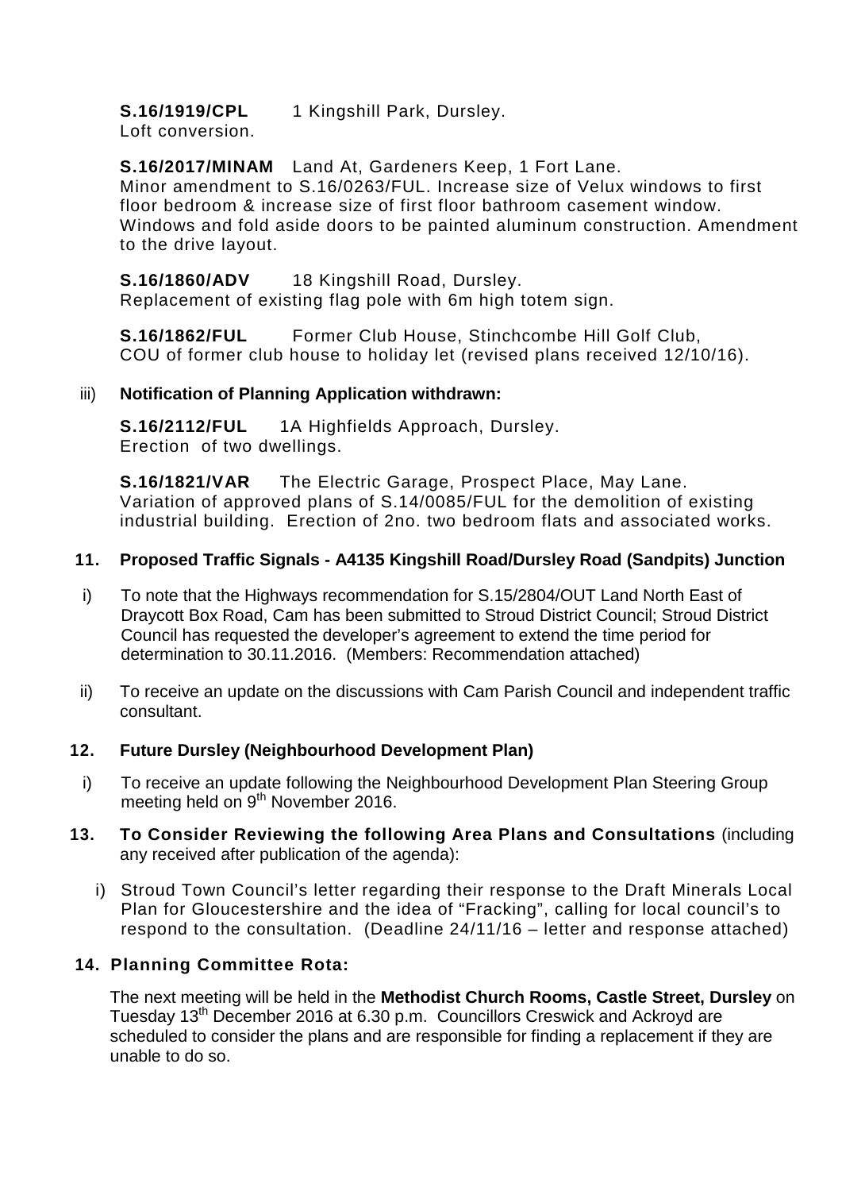**S.16/1919/CPL** 1 Kingshill Park, Dursley.
Loft conversion.

**S.16/2017/MINAM** Land At, Gardeners Keep, 1 Fort Lane.
Minor amendment to S.16/0263/FUL. Increase size of Velux windows to first floor bedroom & increase size of first floor bathroom casement window. Windows and fold aside doors to be painted aluminum construction. Amendment to the drive layout.

**S.16/1860/ADV** 18 Kingshill Road, Dursley.
Replacement of existing flag pole with 6m high totem sign.

**S.16/1862/FUL** Former Club House, Stinchcombe Hill Golf Club,
COU of former club house to holiday let (revised plans received 12/10/16).

iii) **Notification of Planning Application withdrawn:**

**S.16/2112/FUL** 1A Highfields Approach, Dursley.
Erection of two dwellings.

**S.16/1821/VAR** The Electric Garage, Prospect Place, May Lane.
Variation of approved plans of S.14/0085/FUL for the demolition of existing industrial building. Erection of 2no. two bedroom flats and associated works.

**11. Proposed Traffic Signals - A4135 Kingshill Road/Dursley Road (Sandpits) Junction**

i) To note that the Highways recommendation for S.15/2804/OUT Land North East of Draycott Box Road, Cam has been submitted to Stroud District Council; Stroud District Council has requested the developer's agreement to extend the time period for determination to 30.11.2016. (Members: Recommendation attached)

ii) To receive an update on the discussions with Cam Parish Council and independent traffic consultant.

**12. Future Dursley (Neighbourhood Development Plan)**

i) To receive an update following the Neighbourhood Development Plan Steering Group meeting held on 9th November 2016.

**13. To Consider Reviewing the following Area Plans and Consultations** (including any received after publication of the agenda):

i) Stroud Town Council's letter regarding their response to the Draft Minerals Local Plan for Gloucestershire and the idea of "Fracking", calling for local council's to respond to the consultation. (Deadline 24/11/16 – letter and response attached)

**14. Planning Committee Rota:**

The next meeting will be held in the **Methodist Church Rooms, Castle Street, Dursley** on Tuesday 13th December 2016 at 6.30 p.m. Councillors Creswick and Ackroyd are scheduled to consider the plans and are responsible for finding a replacement if they are unable to do so.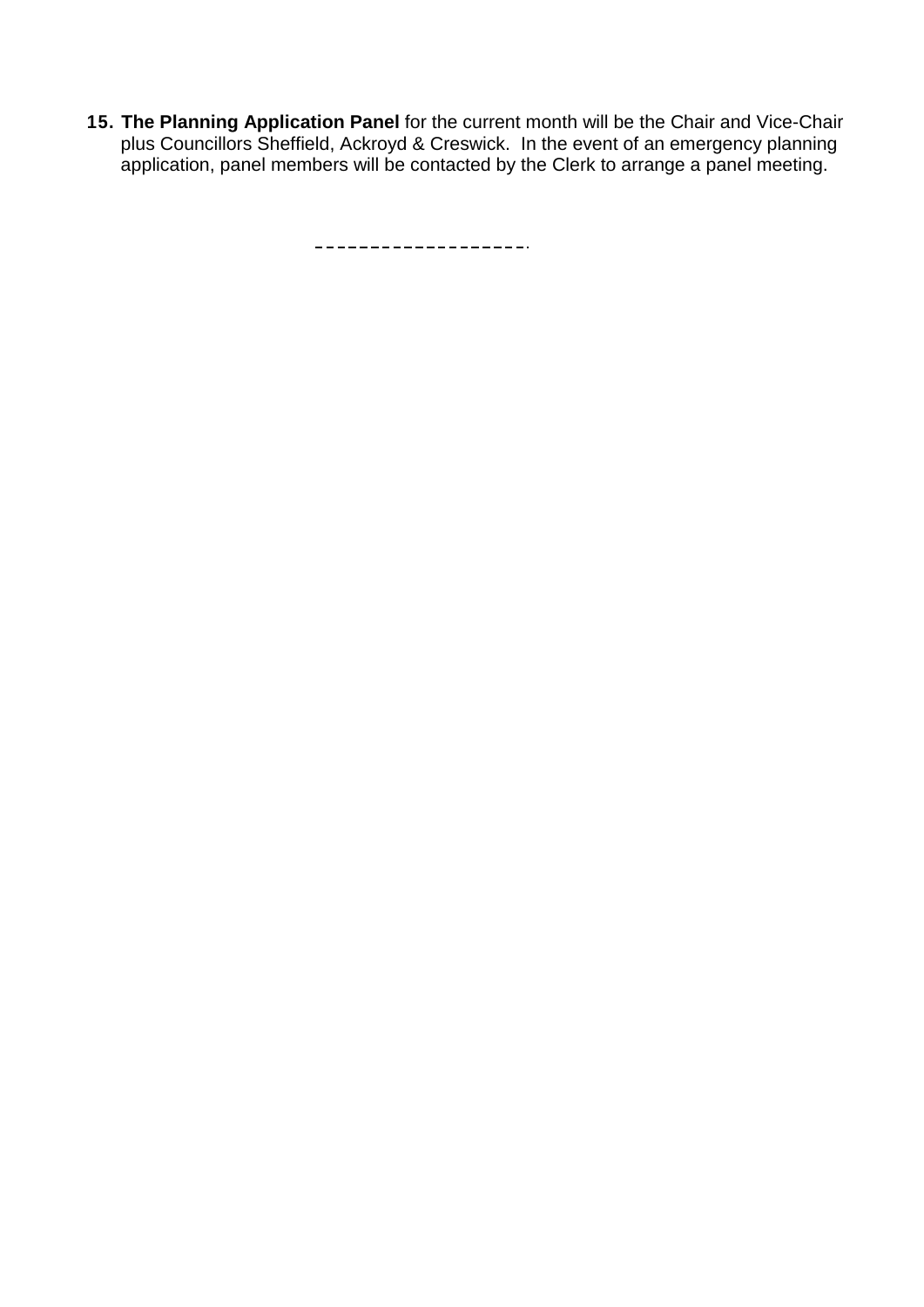15. **The Planning Application Panel** for the current month will be the Chair and Vice-Chair plus Councillors Sheffield, Ackroyd & Creswick. In the event of an emergency planning application, panel members will be contacted by the Clerk to arrange a panel meeting.

---